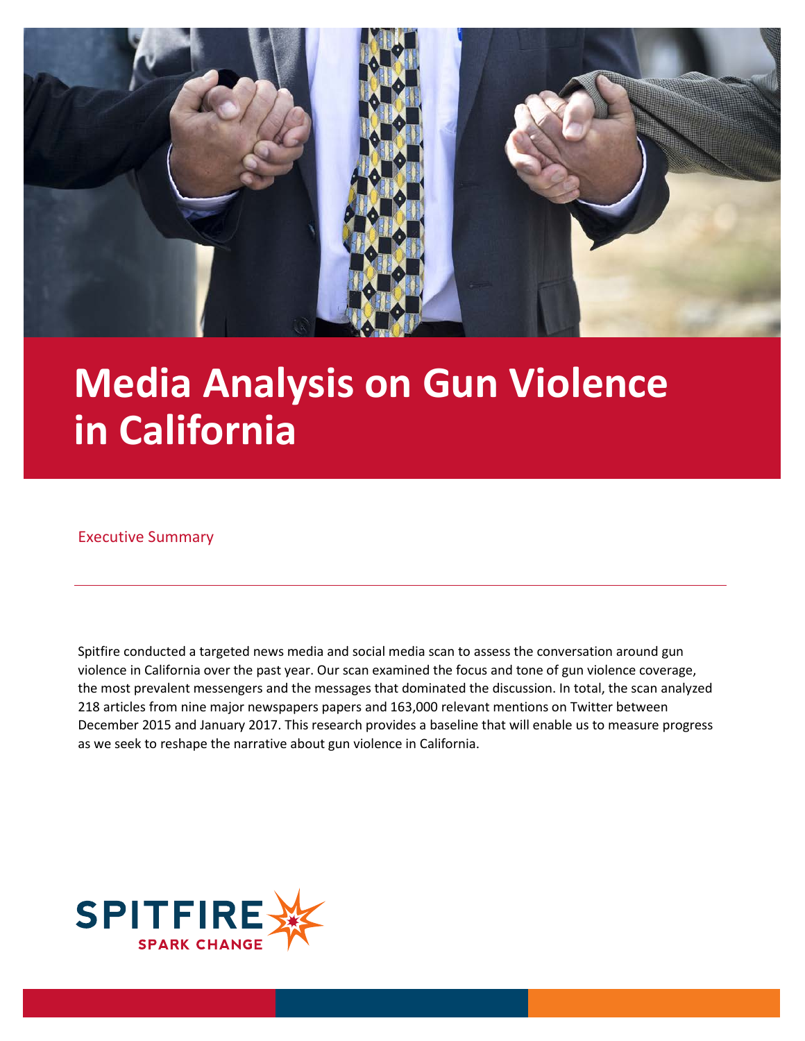# Media Analysis on Gun Violence in California

Executive Summary

---

Spitfire conducted a targeted news media and social media scan to assess the conversation around gun violence in California over the past year. Our scan examined the focus and tone of gun violence coverage, the most prevalent messengers and the messages that dominated the discussion. In total, the scan analyzed 218 articles from nine major newspapers papers and 163,000 relevant mentions on Twitter between December 2015 and January 2017. This research provides a baseline that will enable us to measure progress as we seek to reshape the narrative about gun violence in California.

SPITFIRE
SPARK CHANGE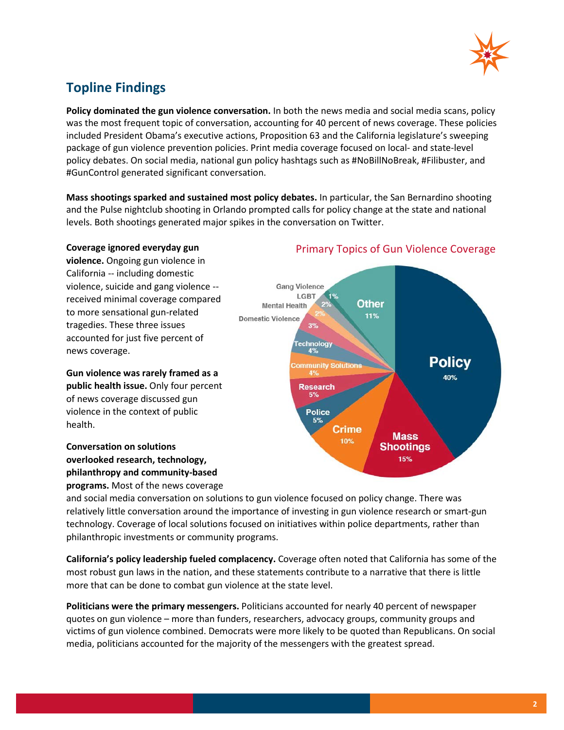## Topline Findings

**Policy dominated the gun violence conversation.** In both the news media and social media scans, policy was the most frequent topic of conversation, accounting for 40 percent of news coverage. These policies included President Obama's executive actions, Proposition 63 and the California legislature's sweeping package of gun violence prevention policies. Print media coverage focused on local- and state-level policy debates. On social media, national gun policy hashtags such as #NoBillNoBreak, #Filibuster, and #GunControl generated significant conversation.

**Mass shootings sparked and sustained most policy debates.** In particular, the San Bernardino shooting and the Pulse nightclub shooting in Orlando prompted calls for policy change at the state and national levels. Both shootings generated major spikes in the conversation on Twitter.

**Coverage ignored everyday gun violence.** Ongoing gun violence in California -- including domestic violence, suicide and gang violence -- received minimal coverage compared to more sensational gun-related tragedies. These three issues accounted for just five percent of news coverage.

**Gun violence was rarely framed as a public health issue.** Only four percent of news coverage discussed gun violence in the context of public health.

Primary Topics of Gun Violence Coverage

| Topic | Percent |
|---|---|
| Policy | 40% |
| Mass Shootings | 15% |
| Crime | 10% |
| Police | 5% |
| Research | 5% |
| Community Solutions | 4% |
| Technology | 4% |
| Domestic Violence | 3% |
| Mental Health | 2% |
| LGBT | 2% |
| Gang Violence | 1% |
| Other | 11% |

**Conversation on solutions overlooked research, technology, philanthropy and community-based programs.** Most of the news coverage and social media conversation on solutions to gun violence focused on policy change. There was relatively little conversation around the importance of investing in gun violence research or smart-gun technology. Coverage of local solutions focused on initiatives within police departments, rather than philanthropic investments or community programs.

**California's policy leadership fueled complacency.** Coverage often noted that California has some of the most robust gun laws in the nation, and these statements contribute to a narrative that there is little more that can be done to combat gun violence at the state level.

**Politicians were the primary messengers.** Politicians accounted for nearly 40 percent of newspaper quotes on gun violence – more than funders, researchers, advocacy groups, community groups and victims of gun violence combined. Democrats were more likely to be quoted than Republicans. On social media, politicians accounted for the majority of the messengers with the greatest spread.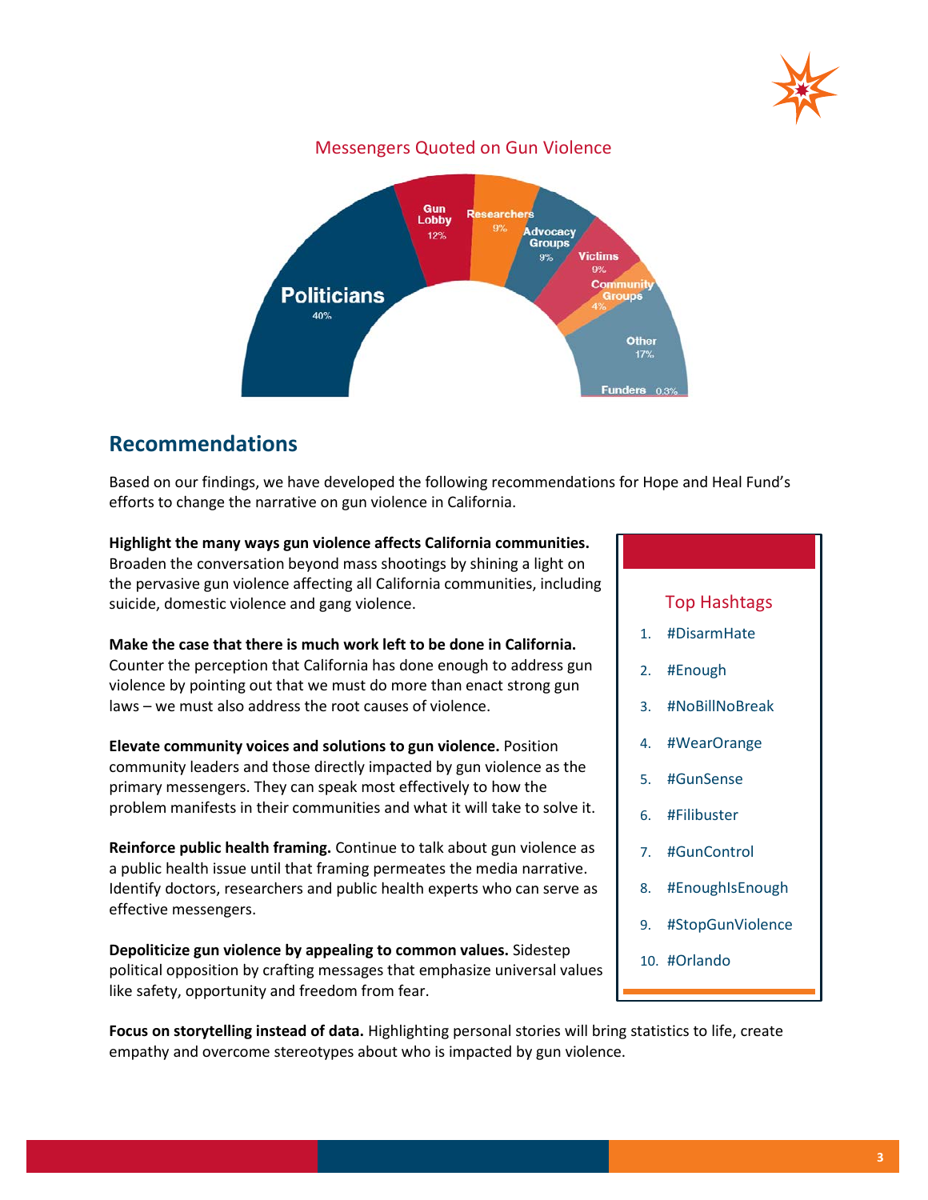Messengers Quoted on Gun Violence

Politicians 40%
Gun Lobby 12%
Researchers 9%
Advocacy Groups 9%
Victims 9%
Community Groups 4%
Other 17%
Funders 0.3%

## Recommendations

Based on our findings, we have developed the following recommendations for Hope and Heal Fund's efforts to change the narrative on gun violence in California.

**Highlight the many ways gun violence affects California communities.** Broaden the conversation beyond mass shootings by shining a light on the pervasive gun violence affecting all California communities, including suicide, domestic violence and gang violence.

**Make the case that there is much work left to be done in California.** Counter the perception that California has done enough to address gun violence by pointing out that we must do more than enact strong gun laws – we must also address the root causes of violence.

**Elevate community voices and solutions to gun violence.** Position community leaders and those directly impacted by gun violence as the primary messengers. They can speak most effectively to how the problem manifests in their communities and what it will take to solve it.

**Reinforce public health framing.** Continue to talk about gun violence as a public health issue until that framing permeates the media narrative. Identify doctors, researchers and public health experts who can serve as effective messengers.

**Depoliticize gun violence by appealing to common values.** Sidestep political opposition by crafting messages that emphasize universal values like safety, opportunity and freedom from fear.

**Focus on storytelling instead of data.** Highlighting personal stories will bring statistics to life, create empathy and overcome stereotypes about who is impacted by gun violence.

### Top Hashtags

1. #DisarmHate
2. #Enough
3. #NoBillNoBreak
4. #WearOrange
5. #GunSense
6. #Filibuster
7. #GunControl
8. #EnoughIsEnough
9. #StopGunViolence
10. #Orlando